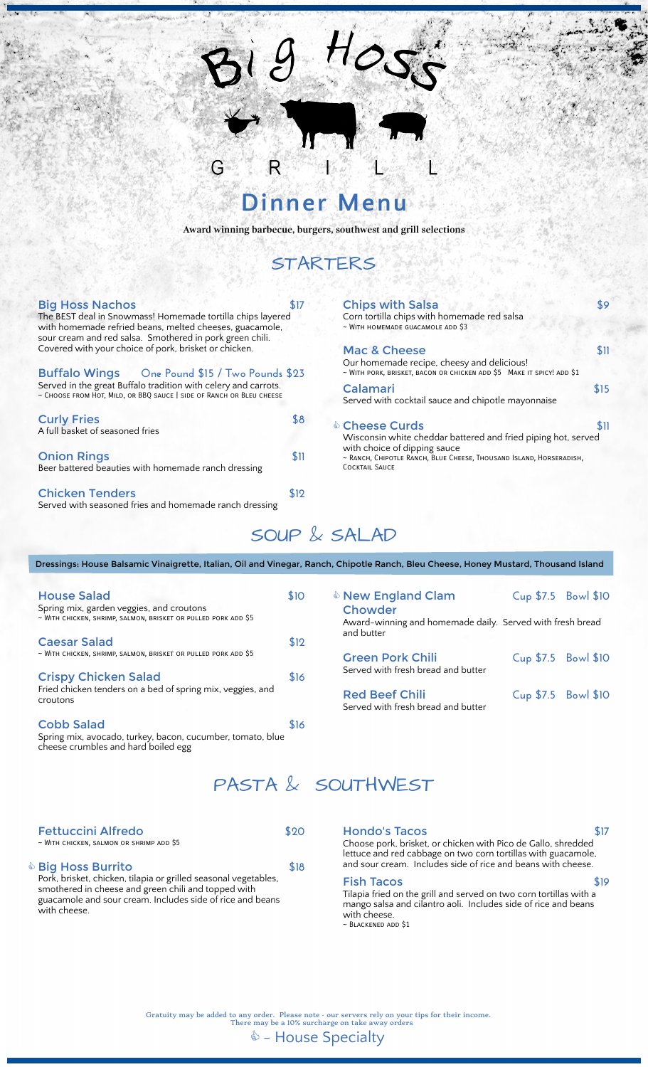# Big Hoss Grill

## Dinner Menu

**Award winning barbecue, burgers, southwest and grill selections**

## STARTERS

### Big Hoss Nachos — $17
The BEST deal in Snowmass! Homemade tortilla chips layered with homemade refried beans, melted cheeses, guacamole, sour cream and red salsa. Smothered in pork green chili. Covered with your choice of pork, brisket or chicken.

### Buffalo Wings — One Pound $15 / Two Pounds $23
Served in the great Buffalo tradition with celery and carrots.
~ Choose from Hot, Mild, or BBQ sauce | side of Ranch or Bleu cheese

### Curly Fries — $8
A full basket of seasoned fries

### Onion Rings — $11
Beer battered beauties with homemade ranch dressing

### Chicken Tenders — $12
Served with seasoned fries and homemade ranch dressing

### Chips with Salsa — $9
Corn tortilla chips with homemade red salsa
~ With homemade guacamole add $3

### Mac & Cheese — $11
Our homemade recipe, cheesy and delicious!
~ With pork, brisket, bacon or chicken add $5 Make it spicy! add $1

### Calamari — $15
Served with cocktail sauce and chipotle mayonnaise

### ♨ Cheese Curds — $11
Wisconsin white cheddar battered and fried piping hot, served with choice of dipping sauce
~ Ranch, Chipotle Ranch, Blue Cheese, Thousand Island, Horseradish, Cocktail Sauce

## SOUP & SALAD

**Dressings: House Balsamic Vinaigrette, Italian, Oil and Vinegar, Ranch, Chipotle Ranch, Bleu Cheese, Honey Mustard, Thousand Island**

### House Salad — $10
Spring mix, garden veggies, and croutons
~ With chicken, shrimp, salmon, brisket or pulled pork add $5

### Caesar Salad — $12
~ With chicken, shrimp, salmon, brisket or pulled pork add $5

### Crispy Chicken Salad — $16
Fried chicken tenders on a bed of spring mix, veggies, and croutons

### Cobb Salad — $16
Spring mix, avocado, turkey, bacon, cucumber, tomato, blue cheese crumbles and hard boiled egg

### ♨ New England Clam Chowder — Cup $7.5 Bowl $10
Award-winning and homemade daily. Served with fresh bread and butter

### Green Pork Chili — Cup $7.5 Bowl $10
Served with fresh bread and butter

### Red Beef Chili — Cup $7.5 Bowl $10
Served with fresh bread and butter

## PASTA & SOUTHWEST

### Fettuccini Alfredo — $20
~ With chicken, salmon or shrimp add $5

### ♨ Big Hoss Burrito — $18
Pork, brisket, chicken, tilapia or grilled seasonal vegetables, smothered in cheese and green chili and topped with guacamole and sour cream. Includes side of rice and beans with cheese.

### Hondo's Tacos — $17
Choose pork, brisket, or chicken with Pico de Gallo, shredded lettuce and red cabbage on two corn tortillas with guacamole, and sour cream. Includes side of rice and beans with cheese.

### Fish Tacos — $19
Tilapia fried on the grill and served on two corn tortillas with a mango salsa and cilantro aoli. Includes side of rice and beans with cheese.
~ Blackened add $1

Gratuity may be added to any order. Please note - our servers rely on your tips for their income.
There may be a 10% surcharge on take away orders

♨ - House Specialty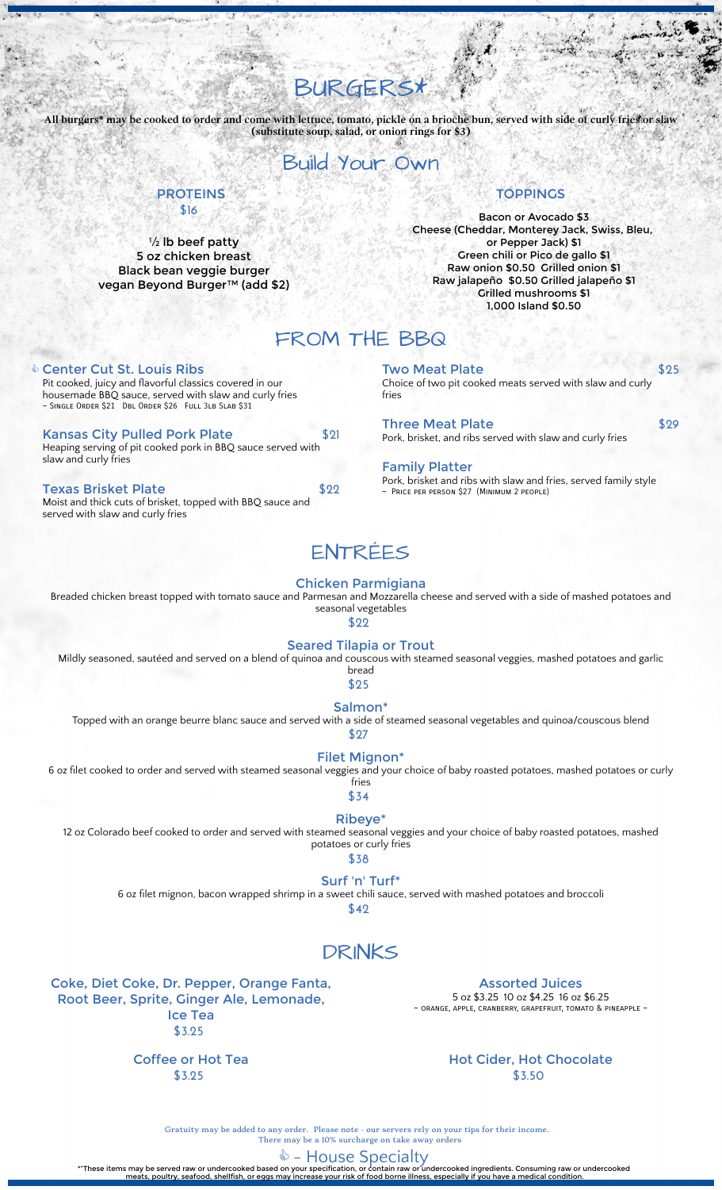# BURGERS*

**All burgers* may be cooked to order and come with lettuce, tomato, pickle on a brioche bun, served with side of curly fries or slaw (substitute soup, salad, or onion rings for $3)**

## Build Your Own

### PROTEINS

$16

**½ lb beef patty**
**5 oz chicken breast**
**Black bean veggie burger**
**vegan Beyond Burger™ (add $2)**

### TOPPINGS

**Bacon or Avocado $3**
**Cheese (Cheddar, Monterey Jack, Swiss, Bleu, or Pepper Jack) $1**
**Green chili or Pico de gallo $1**
**Raw onion $0.50 Grilled onion $1**
**Raw jalapeño $0.50 Grilled jalapeño $1**
**Grilled mushrooms $1**
**1,000 Island $0.50**

# FROM THE BBQ

### ♨ Center Cut St. Louis Ribs

Pit cooked, juicy and flavorful classics covered in our housemade BBQ sauce, served with slaw and curly fries
~ Single Order $21 Dbl Order $26 Full 3lb Slab $31

### Kansas City Pulled Pork Plate — $21

Heaping serving of pit cooked pork in BBQ sauce served with slaw and curly fries

### Texas Brisket Plate — $22

Moist and thick cuts of brisket, topped with BBQ sauce and served with slaw and curly fries

### Two Meat Plate — $25

Choice of two pit cooked meats served with slaw and curly fries

### Three Meat Plate — $29

Pork, brisket, and ribs served with slaw and curly fries

### Family Platter

Pork, brisket and ribs with slaw and fries, served family style
~ Price per person $27 (Minimum 2 people)

# ENTRÉES

### Chicken Parmigiana

Breaded chicken breast topped with tomato sauce and Parmesan and Mozzarella cheese and served with a side of mashed potatoes and seasonal vegetables

$22

### Seared Tilapia or Trout

Mildly seasoned, sautéed and served on a blend of quinoa and couscous with steamed seasonal veggies, mashed potatoes and garlic bread

$25

### Salmon*

Topped with an orange beurre blanc sauce and served with a side of steamed seasonal vegetables and quinoa/couscous blend

$27

### Filet Mignon*

6 oz filet cooked to order and served with steamed seasonal veggies and your choice of baby roasted potatoes, mashed potatoes or curly fries

$34

### Ribeye*

12 oz Colorado beef cooked to order and served with steamed seasonal veggies and your choice of baby roasted potatoes, mashed potatoes or curly fries

$38

### Surf 'n' Turf*

6 oz filet mignon, bacon wrapped shrimp in a sweet chili sauce, served with mashed potatoes and broccoli

$42

# DRINKS

### Coke, Diet Coke, Dr. Pepper, Orange Fanta, Root Beer, Sprite, Ginger Ale, Lemonade, Ice Tea

$3.25

### Coffee or Hot Tea

$3.25

### Assorted Juices

5 oz $3.25 10 oz $4.25 16 oz $6.25
~ orange, apple, cranberry, grapefruit, tomato & pineapple ~

### Hot Cider, Hot Chocolate

$3.50

Gratuity may be added to any order. Please note - our servers rely on your tips for their income.
There may be a 10% surcharge on take away orders

♨ - House Specialty

*"These items may be served raw or undercooked based on your specification, or contain raw or undercooked ingredients. Consuming raw or undercooked meats, poultry, seafood, shellfish, or eggs may increase your risk of food borne illness, especially if you have a medical condition.